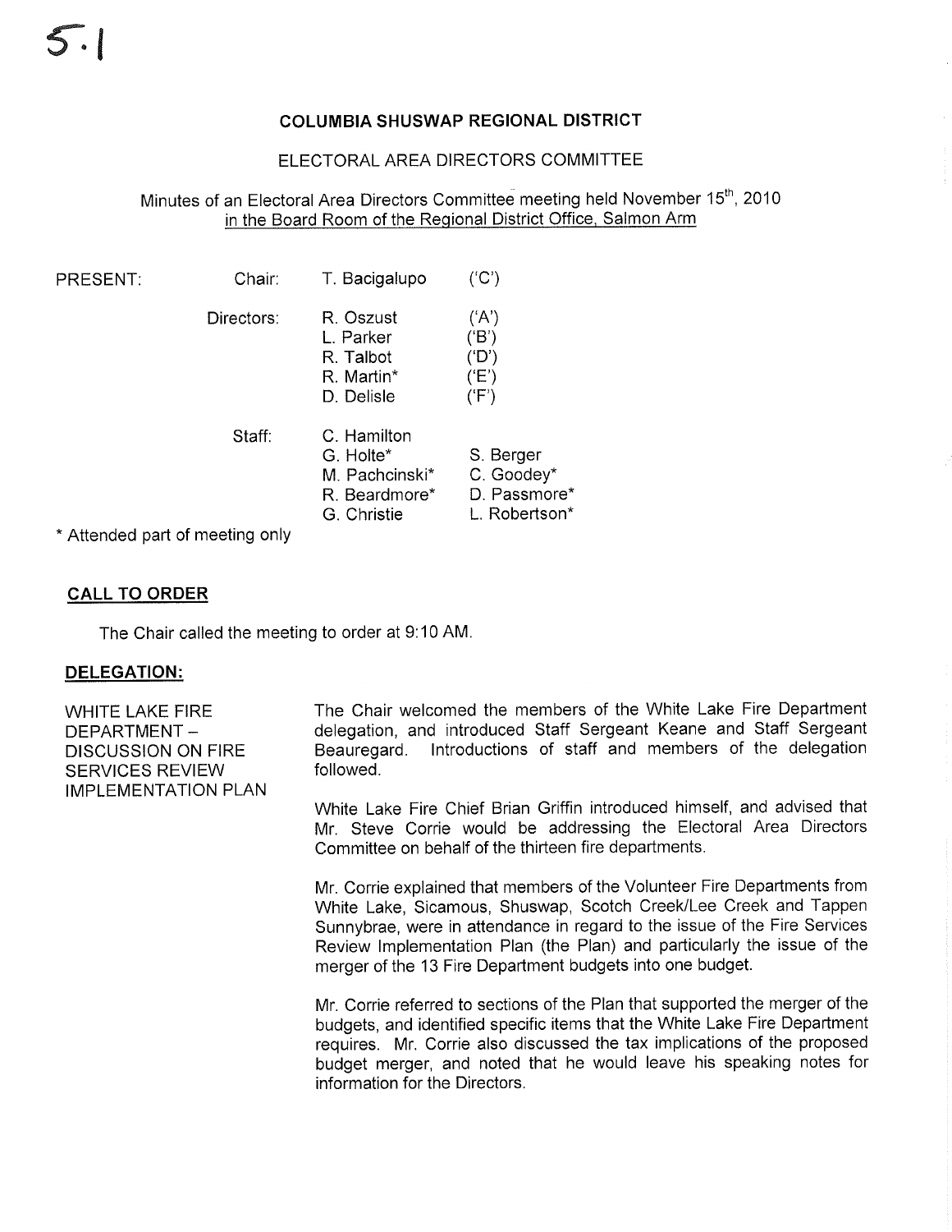5.1

# COLUMBIA SHUSWAP REGIONAL DISTRICT

## ELECTORAL AREA DIRECTORS COMMITTEE

Minutes of an Electoral Area Directors Committee meeting held November 15th, 2010 in the Board Room of the Regional District Office, Salmon Arm

| PRESENT: | | | | |
|---|---|---|---|---|
| | Chair: | T. Bacigalupo | ('C') | |
| | Directors: | R. Oszust | ('A') | |
| | | L. Parker | ('B') | |
| | | R. Talbot | ('D') | |
| | | R. Martin* | ('E') | |
| | | D. Delisle | ('F') | |
| | Staff: | C. Hamilton | | |
| | | G. Holte* | S. Berger | |
| | | M. Pachcinski* | C. Goodey* | |
| | | R. Beardmore* | D. Passmore* | |
| | | G. Christie | L. Robertson* | |

\* Attended part of meeting only

## CALL TO ORDER

The Chair called the meeting to order at 9:10 AM.

## DELEGATION:

**WHITE LAKE FIRE DEPARTMENT – DISCUSSION ON FIRE SERVICES REVIEW IMPLEMENTATION PLAN**

The Chair welcomed the members of the White Lake Fire Department delegation, and introduced Staff Sergeant Keane and Staff Sergeant Beauregard. Introductions of staff and members of the delegation followed.

White Lake Fire Chief Brian Griffin introduced himself, and advised that Mr. Steve Corrie would be addressing the Electoral Area Directors Committee on behalf of the thirteen fire departments.

Mr. Corrie explained that members of the Volunteer Fire Departments from White Lake, Sicamous, Shuswap, Scotch Creek/Lee Creek and Tappen Sunnybrae, were in attendance in regard to the issue of the Fire Services Review Implementation Plan (the Plan) and particularly the issue of the merger of the 13 Fire Department budgets into one budget.

Mr. Corrie referred to sections of the Plan that supported the merger of the budgets, and identified specific items that the White Lake Fire Department requires. Mr. Corrie also discussed the tax implications of the proposed budget merger, and noted that he would leave his speaking notes for information for the Directors.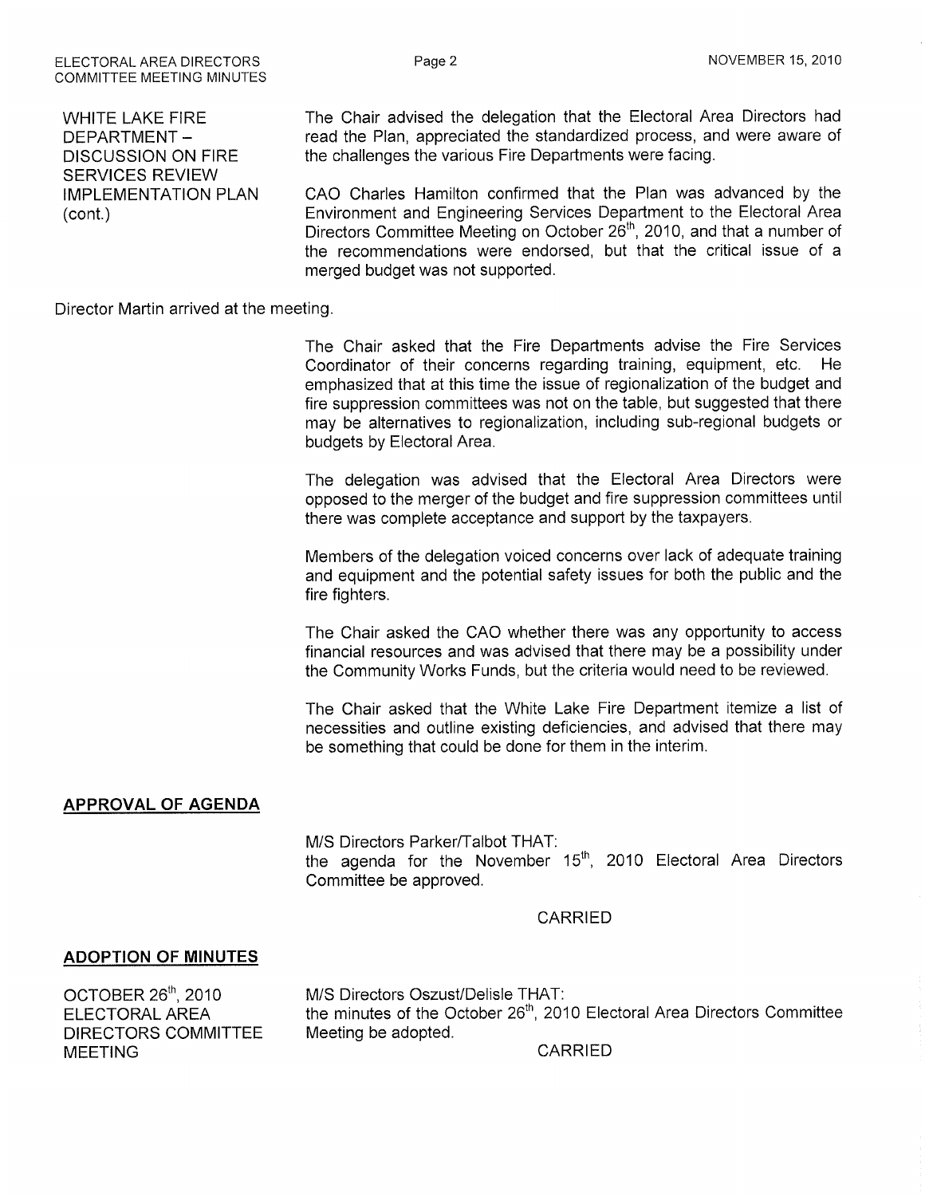WHITE LAKE FIRE DEPARTMENT – DISCUSSION ON FIRE SERVICES REVIEW IMPLEMENTATION PLAN (cont.)

The Chair advised the delegation that the Electoral Area Directors had read the Plan, appreciated the standardized process, and were aware of the challenges the various Fire Departments were facing.

CAO Charles Hamilton confirmed that the Plan was advanced by the Environment and Engineering Services Department to the Electoral Area Directors Committee Meeting on October 26th, 2010, and that a number of the recommendations were endorsed, but that the critical issue of a merged budget was not supported.

Director Martin arrived at the meeting.

The Chair asked that the Fire Departments advise the Fire Services Coordinator of their concerns regarding training, equipment, etc. He emphasized that at this time the issue of regionalization of the budget and fire suppression committees was not on the table, but suggested that there may be alternatives to regionalization, including sub-regional budgets or budgets by Electoral Area.

The delegation was advised that the Electoral Area Directors were opposed to the merger of the budget and fire suppression committees until there was complete acceptance and support by the taxpayers.

Members of the delegation voiced concerns over lack of adequate training and equipment and the potential safety issues for both the public and the fire fighters.

The Chair asked the CAO whether there was any opportunity to access financial resources and was advised that there may be a possibility under the Community Works Funds, but the criteria would need to be reviewed.

The Chair asked that the White Lake Fire Department itemize a list of necessities and outline existing deficiencies, and advised that there may be something that could be done for them in the interim.

## APPROVAL OF AGENDA

M/S Directors Parker/Talbot THAT:
the agenda for the November 15th, 2010 Electoral Area Directors Committee be approved.

CARRIED

## ADOPTION OF MINUTES

OCTOBER 26th, 2010 ELECTORAL AREA DIRECTORS COMMITTEE MEETING

M/S Directors Oszust/Delisle THAT:
the minutes of the October 26th, 2010 Electoral Area Directors Committee Meeting be adopted.

CARRIED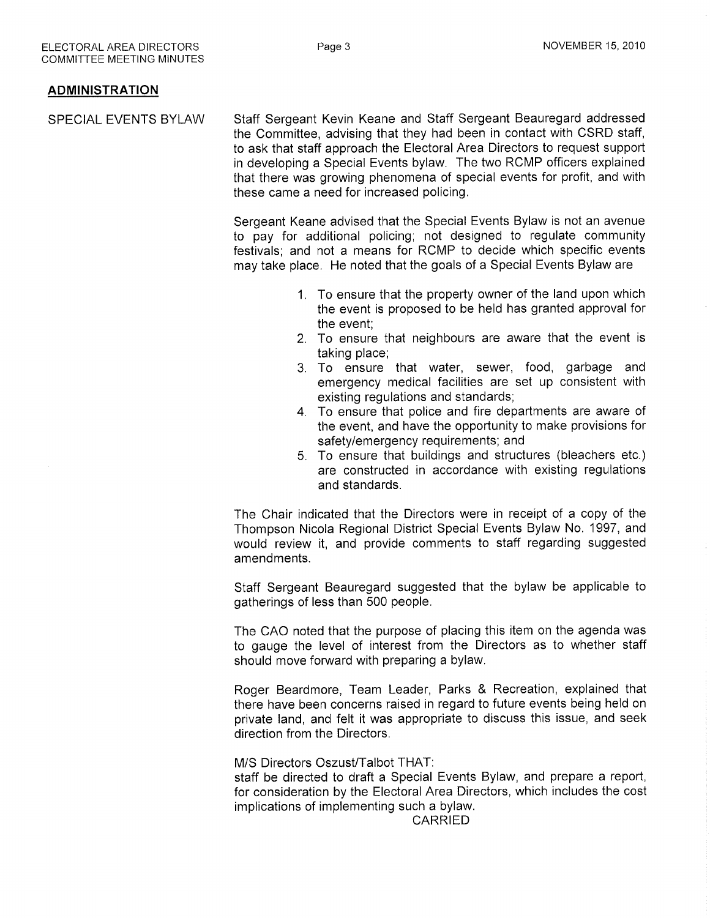## ADMINISTRATION

SPECIAL EVENTS BYLAW

Staff Sergeant Kevin Keane and Staff Sergeant Beauregard addressed the Committee, advising that they had been in contact with CSRD staff, to ask that staff approach the Electoral Area Directors to request support in developing a Special Events bylaw. The two RCMP officers explained that there was growing phenomena of special events for profit, and with these came a need for increased policing.

Sergeant Keane advised that the Special Events Bylaw is not an avenue to pay for additional policing; not designed to regulate community festivals; and not a means for RCMP to decide which specific events may take place. He noted that the goals of a Special Events Bylaw are

1. To ensure that the property owner of the land upon which the event is proposed to be held has granted approval for the event;
2. To ensure that neighbours are aware that the event is taking place;
3. To ensure that water, sewer, food, garbage and emergency medical facilities are set up consistent with existing regulations and standards;
4. To ensure that police and fire departments are aware of the event, and have the opportunity to make provisions for safety/emergency requirements; and
5. To ensure that buildings and structures (bleachers etc.) are constructed in accordance with existing regulations and standards.

The Chair indicated that the Directors were in receipt of a copy of the Thompson Nicola Regional District Special Events Bylaw No. 1997, and would review it, and provide comments to staff regarding suggested amendments.

Staff Sergeant Beauregard suggested that the bylaw be applicable to gatherings of less than 500 people.

The CAO noted that the purpose of placing this item on the agenda was to gauge the level of interest from the Directors as to whether staff should move forward with preparing a bylaw.

Roger Beardmore, Team Leader, Parks & Recreation, explained that there have been concerns raised in regard to future events being held on private land, and felt it was appropriate to discuss this issue, and seek direction from the Directors.

M/S Directors Oszust/Talbot THAT:
staff be directed to draft a Special Events Bylaw, and prepare a report, for consideration by the Electoral Area Directors, which includes the cost implications of implementing such a bylaw.

CARRIED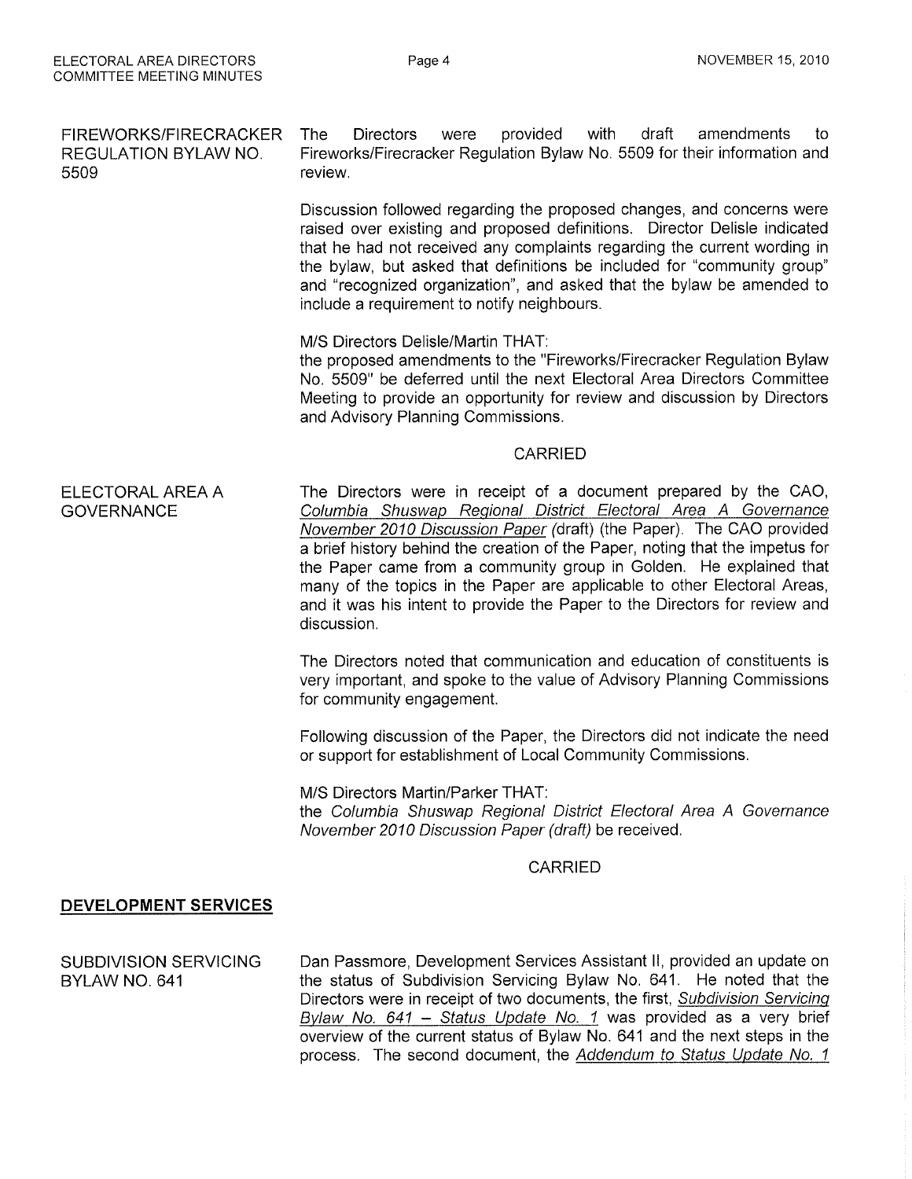**FIREWORKS/FIRECRACKER REGULATION BYLAW NO. 5509**

The Directors were provided with draft amendments to Fireworks/Firecracker Regulation Bylaw No. 5509 for their information and review.

Discussion followed regarding the proposed changes, and concerns were raised over existing and proposed definitions. Director Delisle indicated that he had not received any complaints regarding the current wording in the bylaw, but asked that definitions be included for "community group" and "recognized organization", and asked that the bylaw be amended to include a requirement to notify neighbours.

M/S Directors Delisle/Martin THAT:
the proposed amendments to the "Fireworks/Firecracker Regulation Bylaw No. 5509" be deferred until the next Electoral Area Directors Committee Meeting to provide an opportunity for review and discussion by Directors and Advisory Planning Commissions.

CARRIED

**ELECTORAL AREA A GOVERNANCE**

The Directors were in receipt of a document prepared by the CAO, Columbia Shuswap Regional District Electoral Area A Governance November 2010 Discussion Paper (draft) (the Paper). The CAO provided a brief history behind the creation of the Paper, noting that the impetus for the Paper came from a community group in Golden. He explained that many of the topics in the Paper are applicable to other Electoral Areas, and it was his intent to provide the Paper to the Directors for review and discussion.

The Directors noted that communication and education of constituents is very important, and spoke to the value of Advisory Planning Commissions for community engagement.

Following discussion of the Paper, the Directors did not indicate the need or support for establishment of Local Community Commissions.

M/S Directors Martin/Parker THAT:
the *Columbia Shuswap Regional District Electoral Area A Governance November 2010 Discussion Paper (draft)* be received.

CARRIED

## DEVELOPMENT SERVICES

**SUBDIVISION SERVICING BYLAW NO. 641**

Dan Passmore, Development Services Assistant II, provided an update on the status of Subdivision Servicing Bylaw No. 641. He noted that the Directors were in receipt of two documents, the first, Subdivision Servicing Bylaw No. 641 – Status Update No. 1 was provided as a very brief overview of the current status of Bylaw No. 641 and the next steps in the process. The second document, the Addendum to Status Update No. 1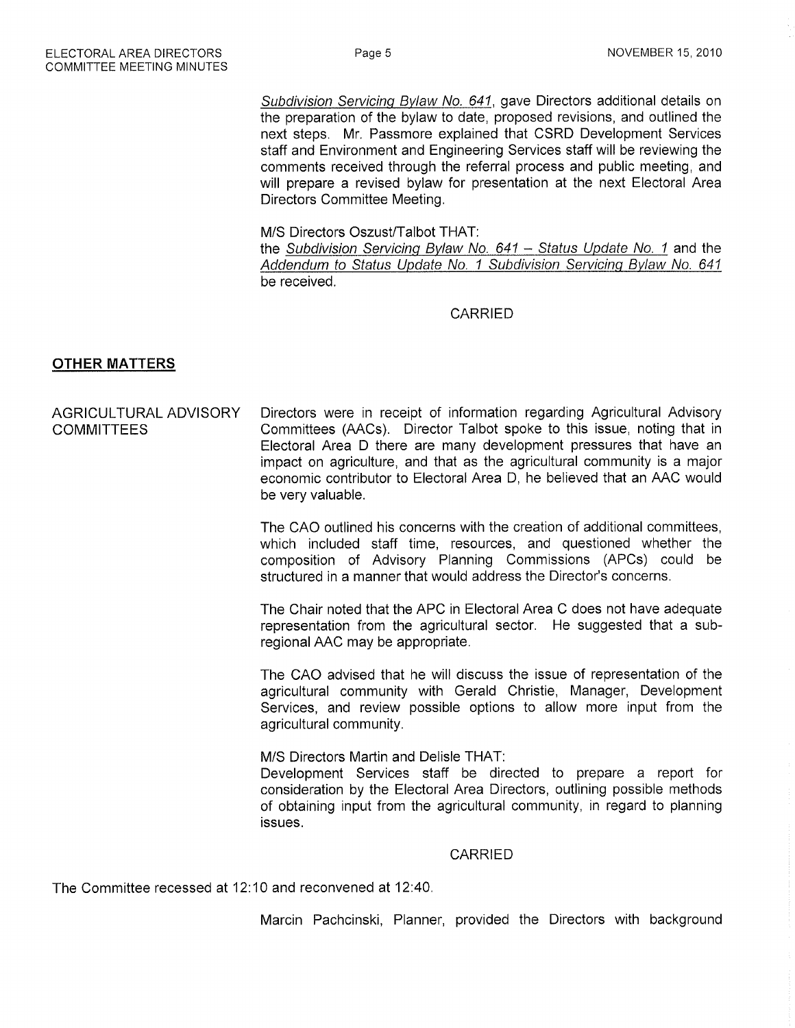*Subdivision Servicing Bylaw No. 641*, gave Directors additional details on the preparation of the bylaw to date, proposed revisions, and outlined the next steps. Mr. Passmore explained that CSRD Development Services staff and Environment and Engineering Services staff will be reviewing the comments received through the referral process and public meeting, and will prepare a revised bylaw for presentation at the next Electoral Area Directors Committee Meeting.

M/S Directors Oszust/Talbot THAT:
the *Subdivision Servicing Bylaw No. 641 – Status Update No. 1* and the *Addendum to Status Update No. 1 Subdivision Servicing Bylaw No. 641* be received.

CARRIED

## OTHER MATTERS

**AGRICULTURAL ADVISORY COMMITTEES**

Directors were in receipt of information regarding Agricultural Advisory Committees (AACs). Director Talbot spoke to this issue, noting that in Electoral Area D there are many development pressures that have an impact on agriculture, and that as the agricultural community is a major economic contributor to Electoral Area D, he believed that an AAC would be very valuable.

The CAO outlined his concerns with the creation of additional committees, which included staff time, resources, and questioned whether the composition of Advisory Planning Commissions (APCs) could be structured in a manner that would address the Director's concerns.

The Chair noted that the APC in Electoral Area C does not have adequate representation from the agricultural sector. He suggested that a sub-regional AAC may be appropriate.

The CAO advised that he will discuss the issue of representation of the agricultural community with Gerald Christie, Manager, Development Services, and review possible options to allow more input from the agricultural community.

M/S Directors Martin and Delisle THAT:
Development Services staff be directed to prepare a report for consideration by the Electoral Area Directors, outlining possible methods of obtaining input from the agricultural community, in regard to planning issues.

CARRIED

The Committee recessed at 12:10 and reconvened at 12:40.

Marcin Pachcinski, Planner, provided the Directors with background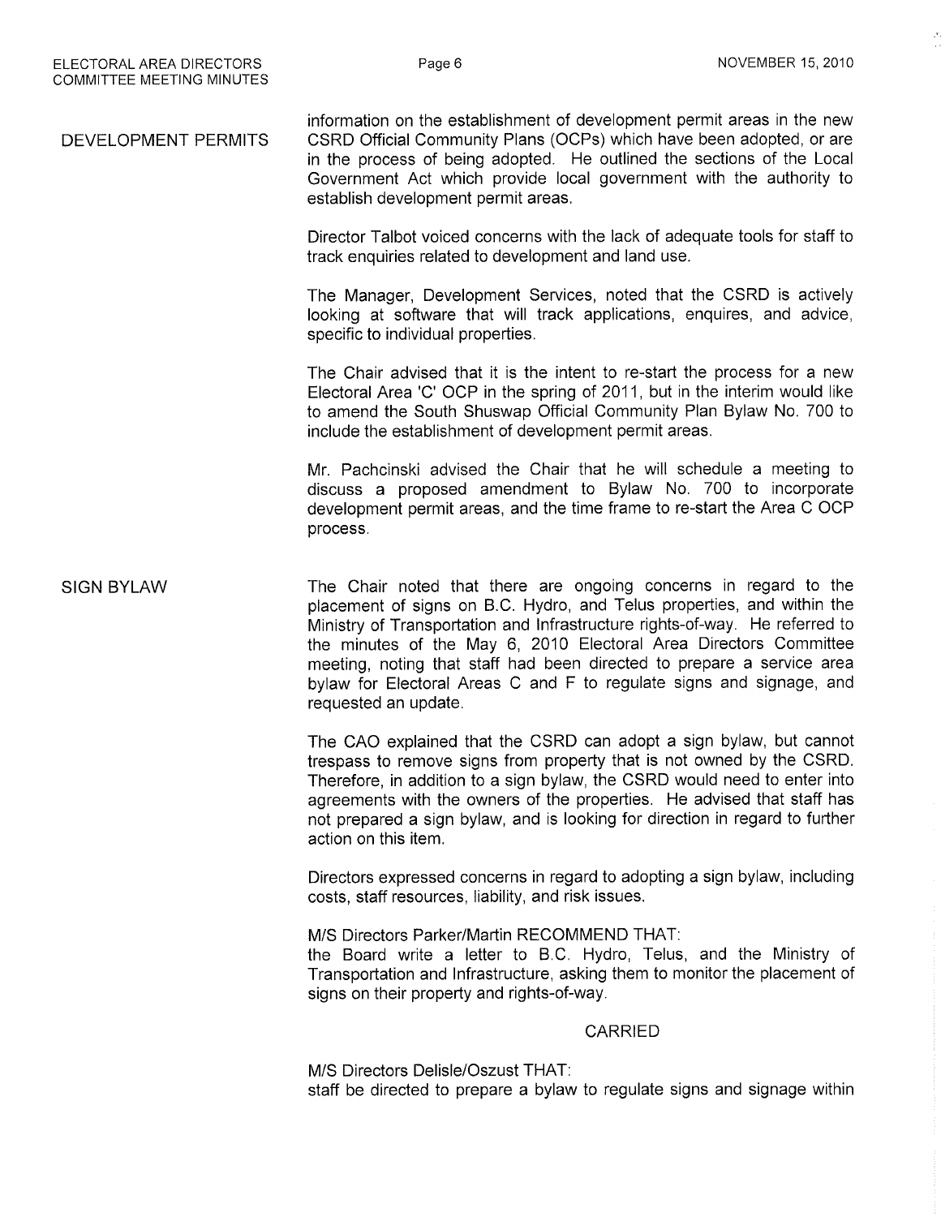## DEVELOPMENT PERMITS

information on the establishment of development permit areas in the new CSRD Official Community Plans (OCPs) which have been adopted, or are in the process of being adopted. He outlined the sections of the Local Government Act which provide local government with the authority to establish development permit areas.

Director Talbot voiced concerns with the lack of adequate tools for staff to track enquiries related to development and land use.

The Manager, Development Services, noted that the CSRD is actively looking at software that will track applications, enquires, and advice, specific to individual properties.

The Chair advised that it is the intent to re-start the process for a new Electoral Area 'C' OCP in the spring of 2011, but in the interim would like to amend the South Shuswap Official Community Plan Bylaw No. 700 to include the establishment of development permit areas.

Mr. Pachcinski advised the Chair that he will schedule a meeting to discuss a proposed amendment to Bylaw No. 700 to incorporate development permit areas, and the time frame to re-start the Area C OCP process.

## SIGN BYLAW

The Chair noted that there are ongoing concerns in regard to the placement of signs on B.C. Hydro, and Telus properties, and within the Ministry of Transportation and Infrastructure rights-of-way. He referred to the minutes of the May 6, 2010 Electoral Area Directors Committee meeting, noting that staff had been directed to prepare a service area bylaw for Electoral Areas C and F to regulate signs and signage, and requested an update.

The CAO explained that the CSRD can adopt a sign bylaw, but cannot trespass to remove signs from property that is not owned by the CSRD. Therefore, in addition to a sign bylaw, the CSRD would need to enter into agreements with the owners of the properties. He advised that staff has not prepared a sign bylaw, and is looking for direction in regard to further action on this item.

Directors expressed concerns in regard to adopting a sign bylaw, including costs, staff resources, liability, and risk issues.

M/S Directors Parker/Martin RECOMMEND THAT:
the Board write a letter to B.C. Hydro, Telus, and the Ministry of Transportation and Infrastructure, asking them to monitor the placement of signs on their property and rights-of-way.

CARRIED

M/S Directors Delisle/Oszust THAT:
staff be directed to prepare a bylaw to regulate signs and signage within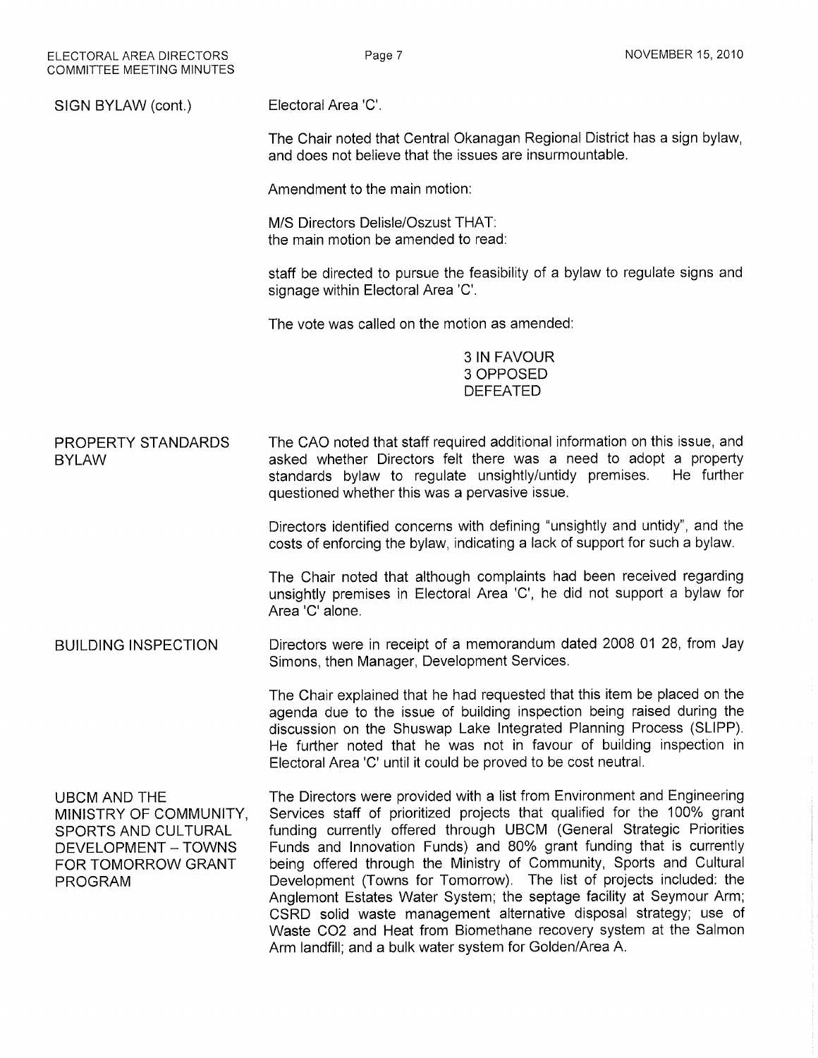**SIGN BYLAW (cont.)**

Electoral Area 'C'.

The Chair noted that Central Okanagan Regional District has a sign bylaw, and does not believe that the issues are insurmountable.

Amendment to the main motion:

M/S Directors Delisle/Oszust THAT:
the main motion be amended to read:

staff be directed to pursue the feasibility of a bylaw to regulate signs and signage within Electoral Area 'C'.

The vote was called on the motion as amended:

3 IN FAVOUR
3 OPPOSED
DEFEATED

**PROPERTY STANDARDS BYLAW**

The CAO noted that staff required additional information on this issue, and asked whether Directors felt there was a need to adopt a property standards bylaw to regulate unsightly/untidy premises. He further questioned whether this was a pervasive issue.

Directors identified concerns with defining "unsightly and untidy", and the costs of enforcing the bylaw, indicating a lack of support for such a bylaw.

The Chair noted that although complaints had been received regarding unsightly premises in Electoral Area 'C', he did not support a bylaw for Area 'C' alone.

**BUILDING INSPECTION**

Directors were in receipt of a memorandum dated 2008 01 28, from Jay Simons, then Manager, Development Services.

The Chair explained that he had requested that this item be placed on the agenda due to the issue of building inspection being raised during the discussion on the Shuswap Lake Integrated Planning Process (SLIPP). He further noted that he was not in favour of building inspection in Electoral Area 'C' until it could be proved to be cost neutral.

**UBCM AND THE MINISTRY OF COMMUNITY, SPORTS AND CULTURAL DEVELOPMENT – TOWNS FOR TOMORROW GRANT PROGRAM**

The Directors were provided with a list from Environment and Engineering Services staff of prioritized projects that qualified for the 100% grant funding currently offered through UBCM (General Strategic Priorities Funds and Innovation Funds) and 80% grant funding that is currently being offered through the Ministry of Community, Sports and Cultural Development (Towns for Tomorrow). The list of projects included: the Anglemont Estates Water System; the septage facility at Seymour Arm; CSRD solid waste management alternative disposal strategy; use of Waste $CO_2$ and Heat from Biomethane recovery system at the Salmon Arm landfill; and a bulk water system for Golden/Area A.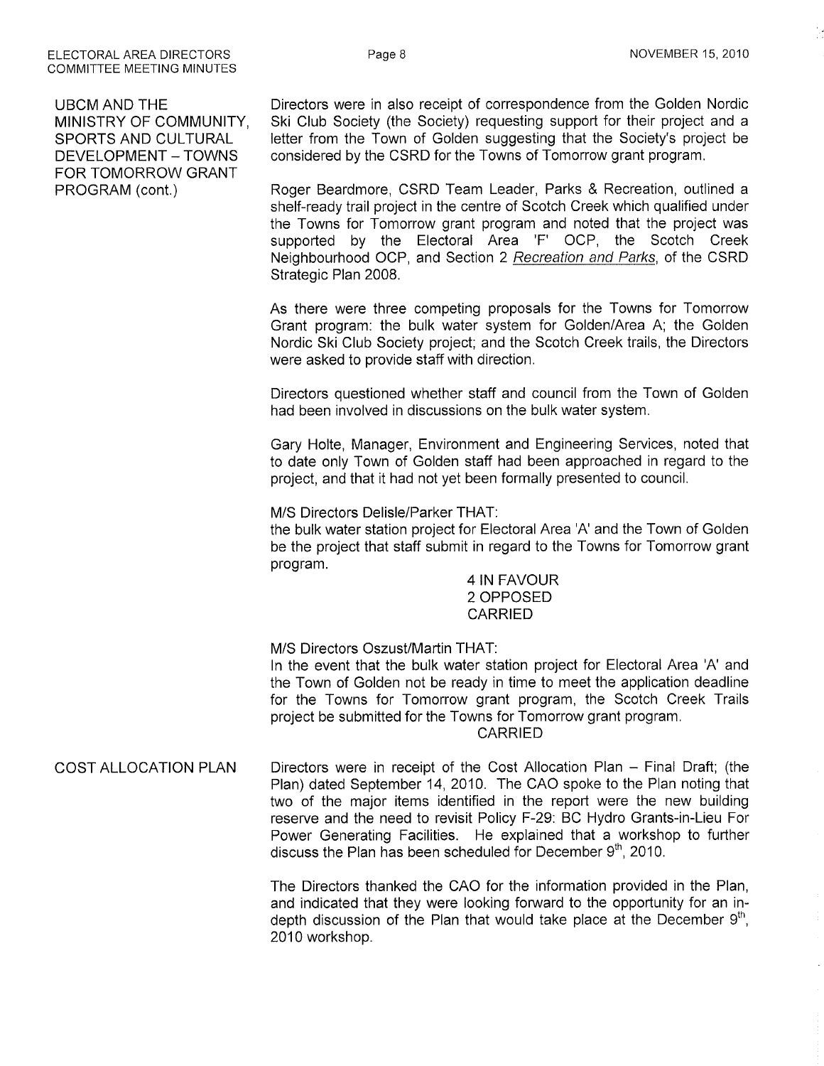UBCM AND THE MINISTRY OF COMMUNITY, SPORTS AND CULTURAL DEVELOPMENT – TOWNS FOR TOMORROW GRANT PROGRAM (cont.)

Directors were in also receipt of correspondence from the Golden Nordic Ski Club Society (the Society) requesting support for their project and a letter from the Town of Golden suggesting that the Society's project be considered by the CSRD for the Towns of Tomorrow grant program.

Roger Beardmore, CSRD Team Leader, Parks & Recreation, outlined a shelf-ready trail project in the centre of Scotch Creek which qualified under the Towns for Tomorrow grant program and noted that the project was supported by the Electoral Area 'F' OCP, the Scotch Creek Neighbourhood OCP, and Section 2 *Recreation and Parks*, of the CSRD Strategic Plan 2008.

As there were three competing proposals for the Towns for Tomorrow Grant program: the bulk water system for Golden/Area A; the Golden Nordic Ski Club Society project; and the Scotch Creek trails, the Directors were asked to provide staff with direction.

Directors questioned whether staff and council from the Town of Golden had been involved in discussions on the bulk water system.

Gary Holte, Manager, Environment and Engineering Services, noted that to date only Town of Golden staff had been approached in regard to the project, and that it had not yet been formally presented to council.

M/S Directors Delisle/Parker THAT:
the bulk water station project for Electoral Area 'A' and the Town of Golden be the project that staff submit in regard to the Towns for Tomorrow grant program.

4 IN FAVOUR
2 OPPOSED
CARRIED

M/S Directors Oszust/Martin THAT:
In the event that the bulk water station project for Electoral Area 'A' and the Town of Golden not be ready in time to meet the application deadline for the Towns for Tomorrow grant program, the Scotch Creek Trails project be submitted for the Towns for Tomorrow grant program.

CARRIED

COST ALLOCATION PLAN

Directors were in receipt of the Cost Allocation Plan – Final Draft; (the Plan) dated September 14, 2010. The CAO spoke to the Plan noting that two of the major items identified in the report were the new building reserve and the need to revisit Policy F-29: BC Hydro Grants-in-Lieu For Power Generating Facilities. He explained that a workshop to further discuss the Plan has been scheduled for December 9th, 2010.

The Directors thanked the CAO for the information provided in the Plan, and indicated that they were looking forward to the opportunity for an in-depth discussion of the Plan that would take place at the December 9th, 2010 workshop.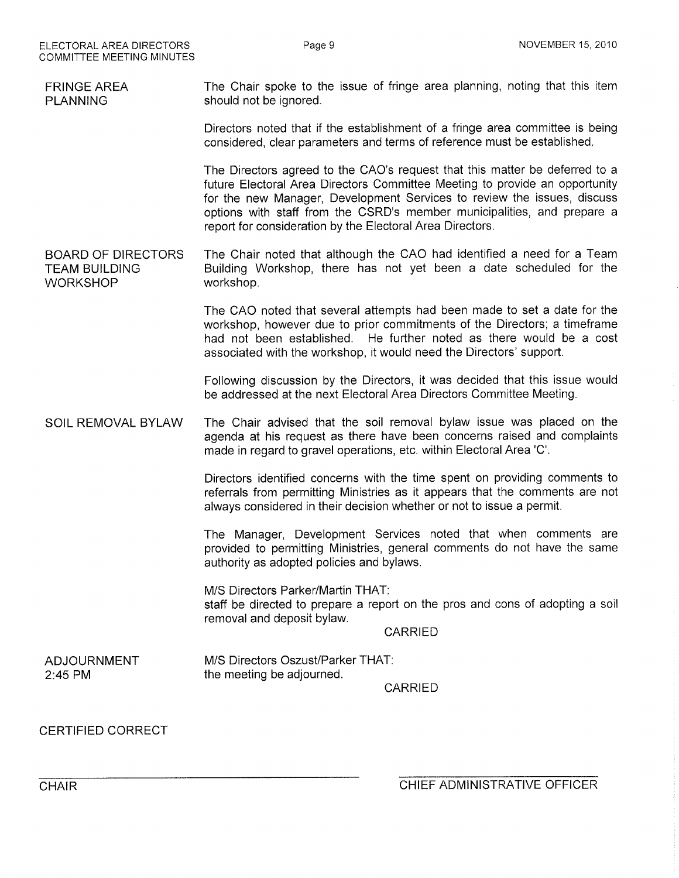**FRINGE AREA PLANNING**

The Chair spoke to the issue of fringe area planning, noting that this item should not be ignored.

Directors noted that if the establishment of a fringe area committee is being considered, clear parameters and terms of reference must be established.

The Directors agreed to the CAO's request that this matter be deferred to a future Electoral Area Directors Committee Meeting to provide an opportunity for the new Manager, Development Services to review the issues, discuss options with staff from the CSRD's member municipalities, and prepare a report for consideration by the Electoral Area Directors.

**BOARD OF DIRECTORS TEAM BUILDING WORKSHOP**

The Chair noted that although the CAO had identified a need for a Team Building Workshop, there has not yet been a date scheduled for the workshop.

The CAO noted that several attempts had been made to set a date for the workshop, however due to prior commitments of the Directors; a timeframe had not been established. He further noted as there would be a cost associated with the workshop, it would need the Directors' support.

Following discussion by the Directors, it was decided that this issue would be addressed at the next Electoral Area Directors Committee Meeting.

**SOIL REMOVAL BYLAW**

The Chair advised that the soil removal bylaw issue was placed on the agenda at his request as there have been concerns raised and complaints made in regard to gravel operations, etc. within Electoral Area 'C'.

Directors identified concerns with the time spent on providing comments to referrals from permitting Ministries as it appears that the comments are not always considered in their decision whether or not to issue a permit.

The Manager, Development Services noted that when comments are provided to permitting Ministries, general comments do not have the same authority as adopted policies and bylaws.

M/S Directors Parker/Martin THAT:
staff be directed to prepare a report on the pros and cons of adopting a soil removal and deposit bylaw.

CARRIED

**ADJOURNMENT 2:45 PM**

M/S Directors Oszust/Parker THAT:
the meeting be adjourned.

CARRIED

CERTIFIED CORRECT

\_\_\_\_\_\_\_\_\_\_\_\_\_\_\_\_\_\_\_\_\_\_\_\_\_\_\_\_\_\_\_\_
CHAIR

\_\_\_\_\_\_\_\_\_\_\_\_\_\_\_\_\_\_\_\_\_\_\_\_\_\_\_\_\_\_\_\_
CHIEF ADMINISTRATIVE OFFICER